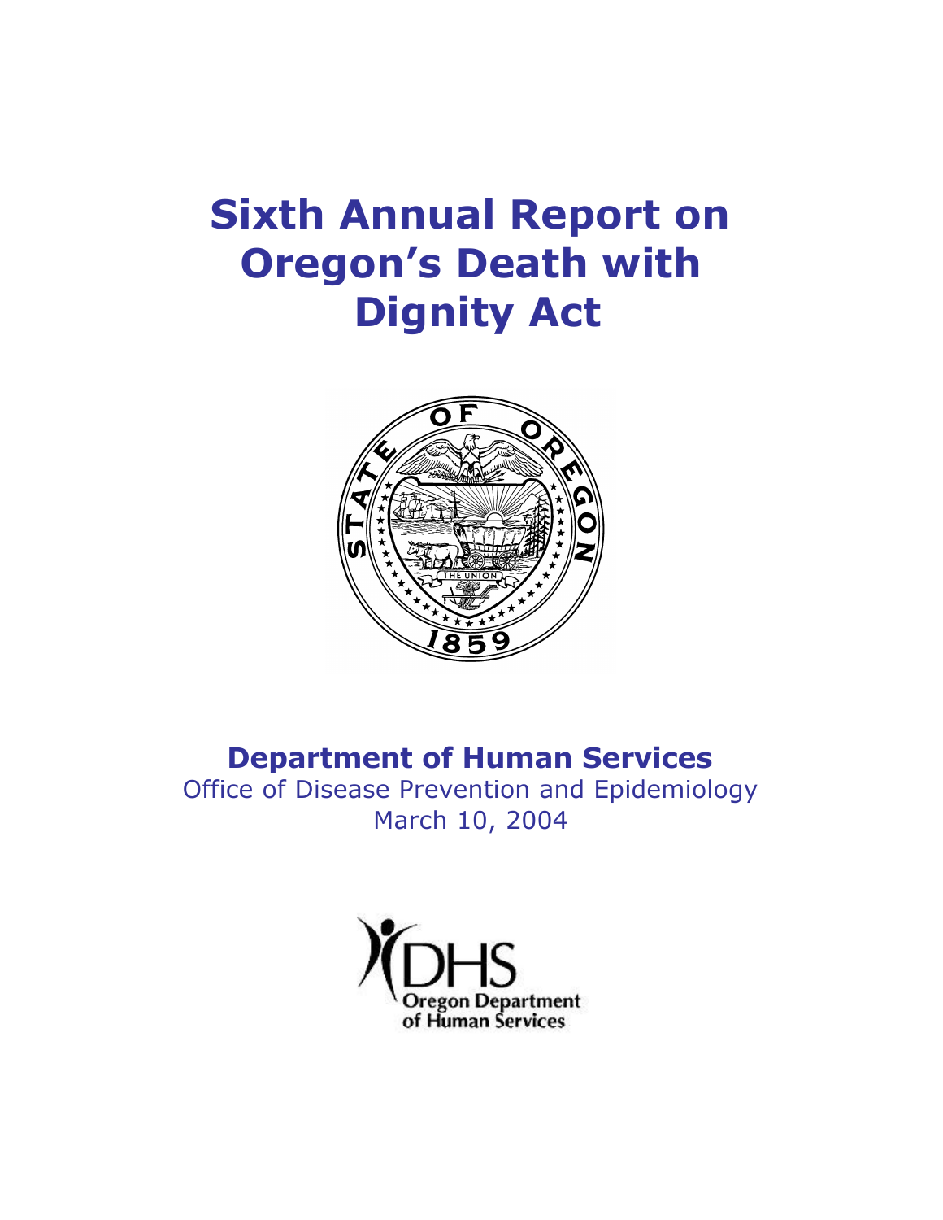# Sixth Annual Report on Oregon's Death with Dignity Act

**Department of Human Services**

Office of Disease Prevention and Epidemiology

March 10, 2004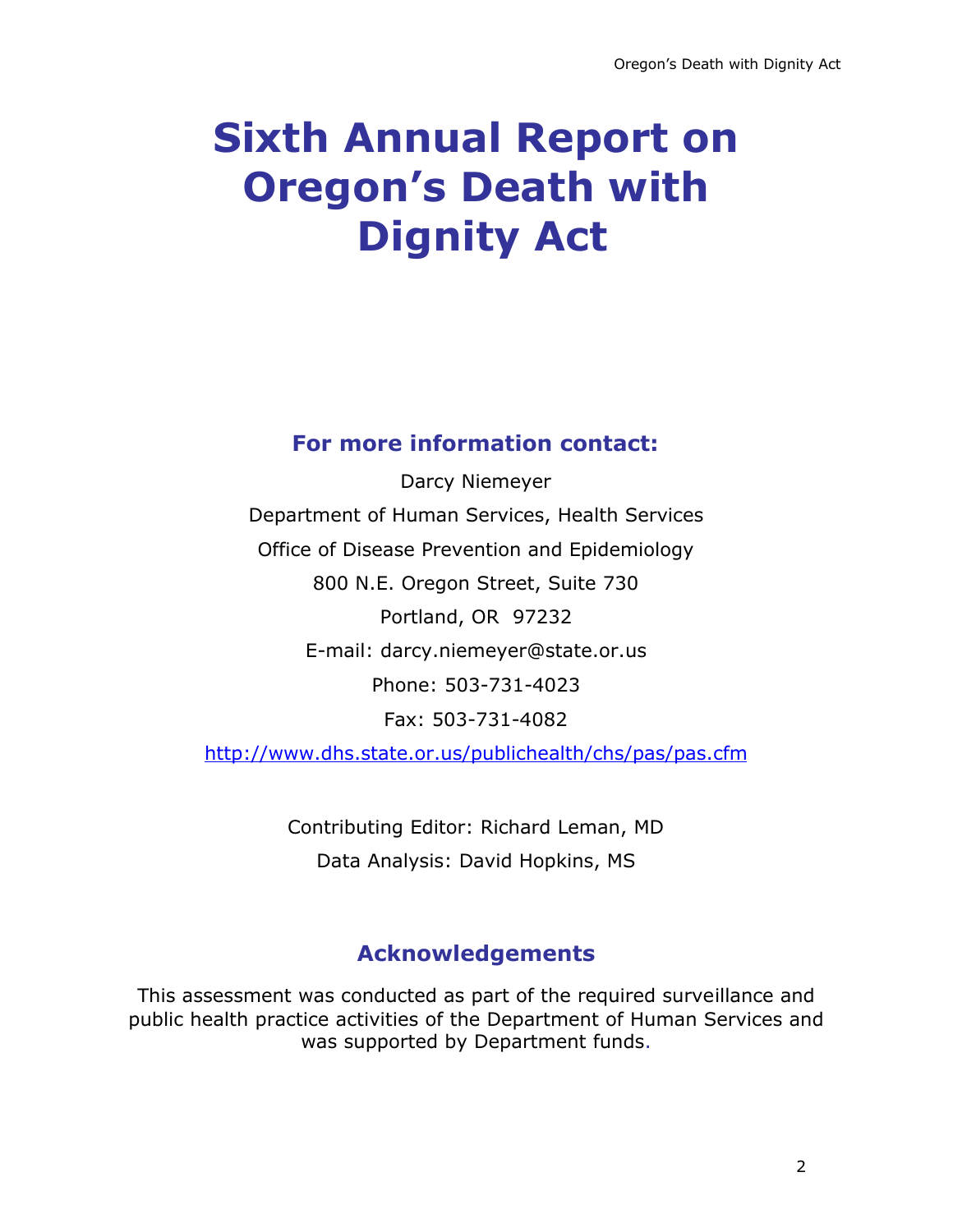# Sixth Annual Report on Oregon's Death with Dignity Act

## For more information contact:

Darcy Niemeyer

Department of Human Services, Health Services

Office of Disease Prevention and Epidemiology

800 N.E. Oregon Street, Suite 730

Portland, OR 97232

E-mail: darcy.niemeyer@state.or.us

Phone: 503-731-4023

Fax: 503-731-4082

http://www.dhs.state.or.us/publichealth/chs/pas/pas.cfm

Contributing Editor: Richard Leman, MD

Data Analysis: David Hopkins, MS

## Acknowledgements

This assessment was conducted as part of the required surveillance and public health practice activities of the Department of Human Services and was supported by Department funds.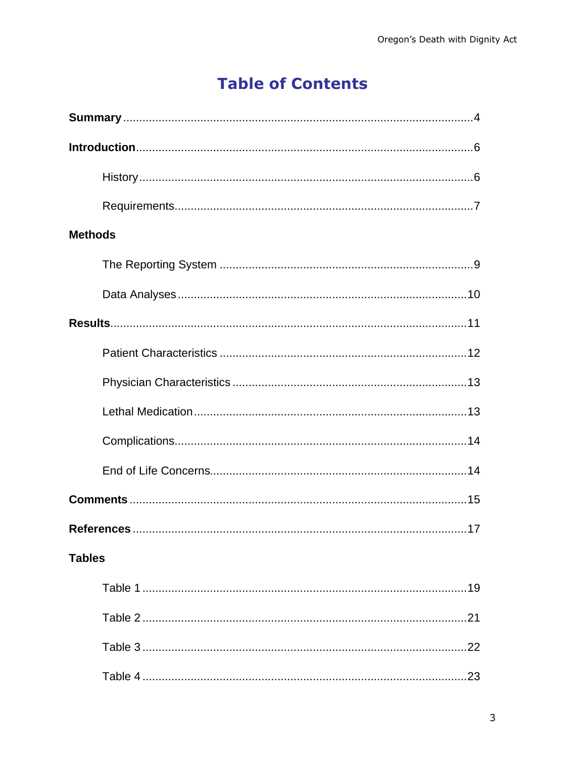# Table of Contents

**Summary** ........................................................................................................ 4

**Introduction** ..................................................................................................... 6

- History ......................................................................................................... 6
- Requirements ................................................................................................ 7

**Methods**

- The Reporting System ................................................................................. 9
- Data Analyses ............................................................................................ 10

**Results** ......................................................................................................... 11

- Patient Characteristics ............................................................................... 12
- Physician Characteristics ........................................................................... 13
- Lethal Medication ....................................................................................... 13
- Complications ............................................................................................ 14
- End of Life Concerns .................................................................................. 14

**Comments** ................................................................................................... 15

**References** ................................................................................................... 17

**Tables**

- Table 1 ....................................................................................................... 19
- Table 2 ....................................................................................................... 21
- Table 3 ....................................................................................................... 22
- Table 4 ....................................................................................................... 23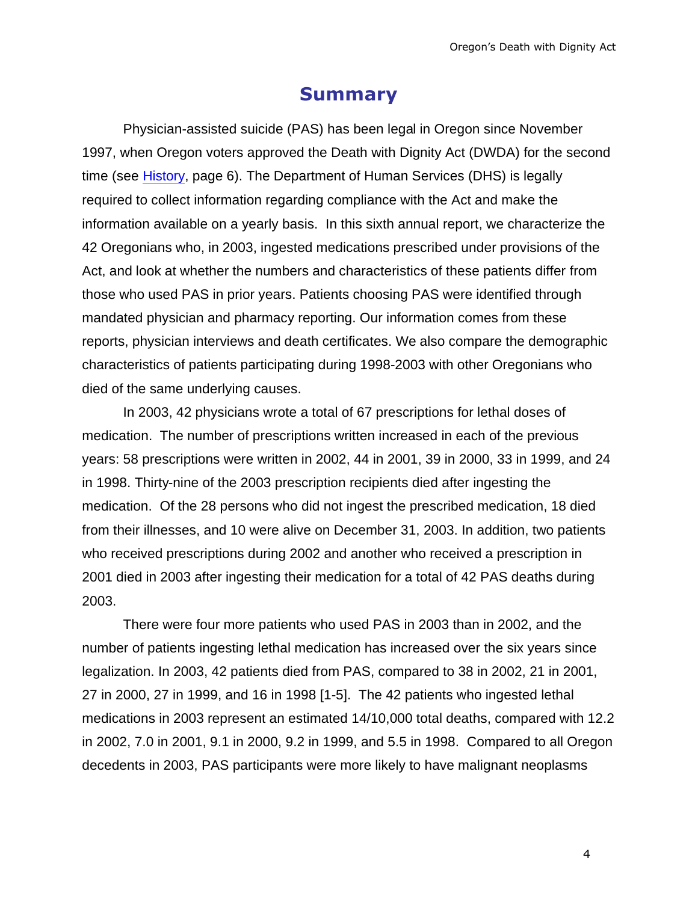# Summary

Physician-assisted suicide (PAS) has been legal in Oregon since November 1997, when Oregon voters approved the Death with Dignity Act (DWDA) for the second time (see History, page 6). The Department of Human Services (DHS) is legally required to collect information regarding compliance with the Act and make the information available on a yearly basis. In this sixth annual report, we characterize the 42 Oregonians who, in 2003, ingested medications prescribed under provisions of the Act, and look at whether the numbers and characteristics of these patients differ from those who used PAS in prior years. Patients choosing PAS were identified through mandated physician and pharmacy reporting. Our information comes from these reports, physician interviews and death certificates. We also compare the demographic characteristics of patients participating during 1998-2003 with other Oregonians who died of the same underlying causes.

In 2003, 42 physicians wrote a total of 67 prescriptions for lethal doses of medication. The number of prescriptions written increased in each of the previous years: 58 prescriptions were written in 2002, 44 in 2001, 39 in 2000, 33 in 1999, and 24 in 1998. Thirty-nine of the 2003 prescription recipients died after ingesting the medication. Of the 28 persons who did not ingest the prescribed medication, 18 died from their illnesses, and 10 were alive on December 31, 2003. In addition, two patients who received prescriptions during 2002 and another who received a prescription in 2001 died in 2003 after ingesting their medication for a total of 42 PAS deaths during 2003.

There were four more patients who used PAS in 2003 than in 2002, and the number of patients ingesting lethal medication has increased over the six years since legalization. In 2003, 42 patients died from PAS, compared to 38 in 2002, 21 in 2001, 27 in 2000, 27 in 1999, and 16 in 1998 [1-5]. The 42 patients who ingested lethal medications in 2003 represent an estimated 14/10,000 total deaths, compared with 12.2 in 2002, 7.0 in 2001, 9.1 in 2000, 9.2 in 1999, and 5.5 in 1998. Compared to all Oregon decedents in 2003, PAS participants were more likely to have malignant neoplasms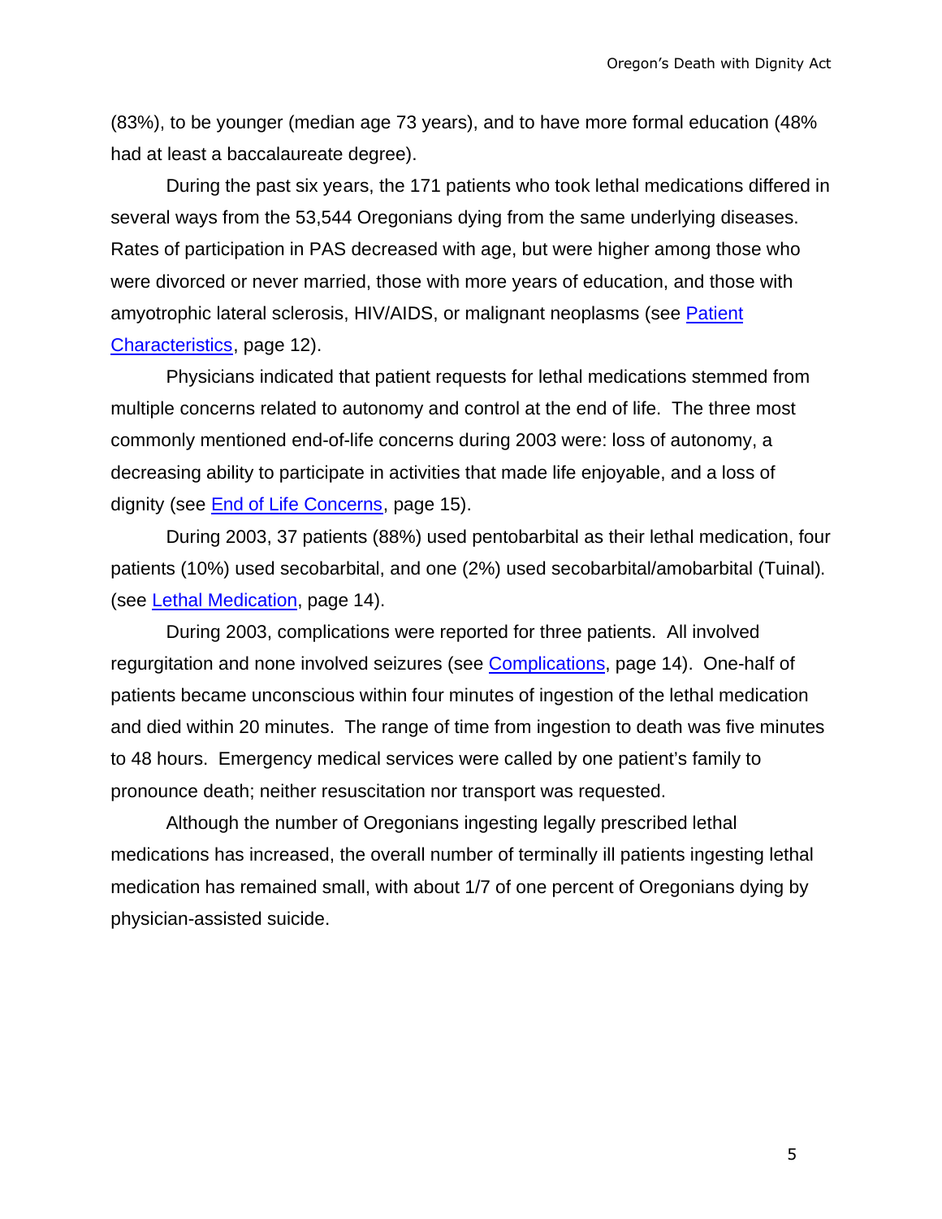(83%), to be younger (median age 73 years), and to have more formal education (48% had at least a baccalaureate degree).

During the past six years, the 171 patients who took lethal medications differed in several ways from the 53,544 Oregonians dying from the same underlying diseases. Rates of participation in PAS decreased with age, but were higher among those who were divorced or never married, those with more years of education, and those with amyotrophic lateral sclerosis, HIV/AIDS, or malignant neoplasms (see Patient Characteristics, page 12).

Physicians indicated that patient requests for lethal medications stemmed from multiple concerns related to autonomy and control at the end of life. The three most commonly mentioned end-of-life concerns during 2003 were: loss of autonomy, a decreasing ability to participate in activities that made life enjoyable, and a loss of dignity (see End of Life Concerns, page 15).

During 2003, 37 patients (88%) used pentobarbital as their lethal medication, four patients (10%) used secobarbital, and one (2%) used secobarbital/amobarbital (Tuinal). (see Lethal Medication, page 14).

During 2003, complications were reported for three patients. All involved regurgitation and none involved seizures (see Complications, page 14). One-half of patients became unconscious within four minutes of ingestion of the lethal medication and died within 20 minutes. The range of time from ingestion to death was five minutes to 48 hours. Emergency medical services were called by one patient's family to pronounce death; neither resuscitation nor transport was requested.

Although the number of Oregonians ingesting legally prescribed lethal medications has increased, the overall number of terminally ill patients ingesting lethal medication has remained small, with about 1/7 of one percent of Oregonians dying by physician-assisted suicide.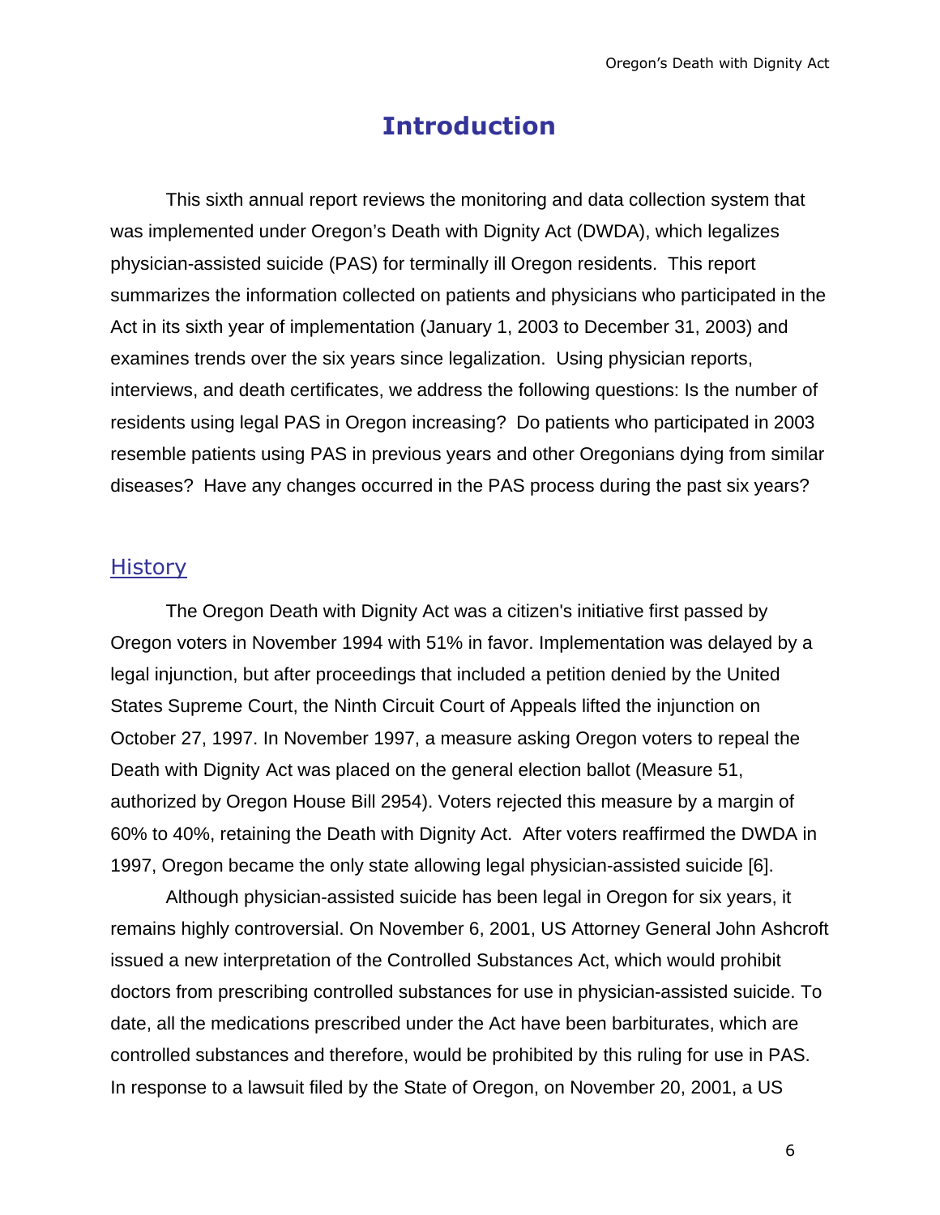# Introduction

This sixth annual report reviews the monitoring and data collection system that was implemented under Oregon's Death with Dignity Act (DWDA), which legalizes physician-assisted suicide (PAS) for terminally ill Oregon residents. This report summarizes the information collected on patients and physicians who participated in the Act in its sixth year of implementation (January 1, 2003 to December 31, 2003) and examines trends over the six years since legalization. Using physician reports, interviews, and death certificates, we address the following questions: Is the number of residents using legal PAS in Oregon increasing? Do patients who participated in 2003 resemble patients using PAS in previous years and other Oregonians dying from similar diseases? Have any changes occurred in the PAS process during the past six years?

## History

The Oregon Death with Dignity Act was a citizen's initiative first passed by Oregon voters in November 1994 with 51% in favor. Implementation was delayed by a legal injunction, but after proceedings that included a petition denied by the United States Supreme Court, the Ninth Circuit Court of Appeals lifted the injunction on October 27, 1997. In November 1997, a measure asking Oregon voters to repeal the Death with Dignity Act was placed on the general election ballot (Measure 51, authorized by Oregon House Bill 2954). Voters rejected this measure by a margin of 60% to 40%, retaining the Death with Dignity Act. After voters reaffirmed the DWDA in 1997, Oregon became the only state allowing legal physician-assisted suicide [6].

Although physician-assisted suicide has been legal in Oregon for six years, it remains highly controversial. On November 6, 2001, US Attorney General John Ashcroft issued a new interpretation of the Controlled Substances Act, which would prohibit doctors from prescribing controlled substances for use in physician-assisted suicide. To date, all the medications prescribed under the Act have been barbiturates, which are controlled substances and therefore, would be prohibited by this ruling for use in PAS. In response to a lawsuit filed by the State of Oregon, on November 20, 2001, a US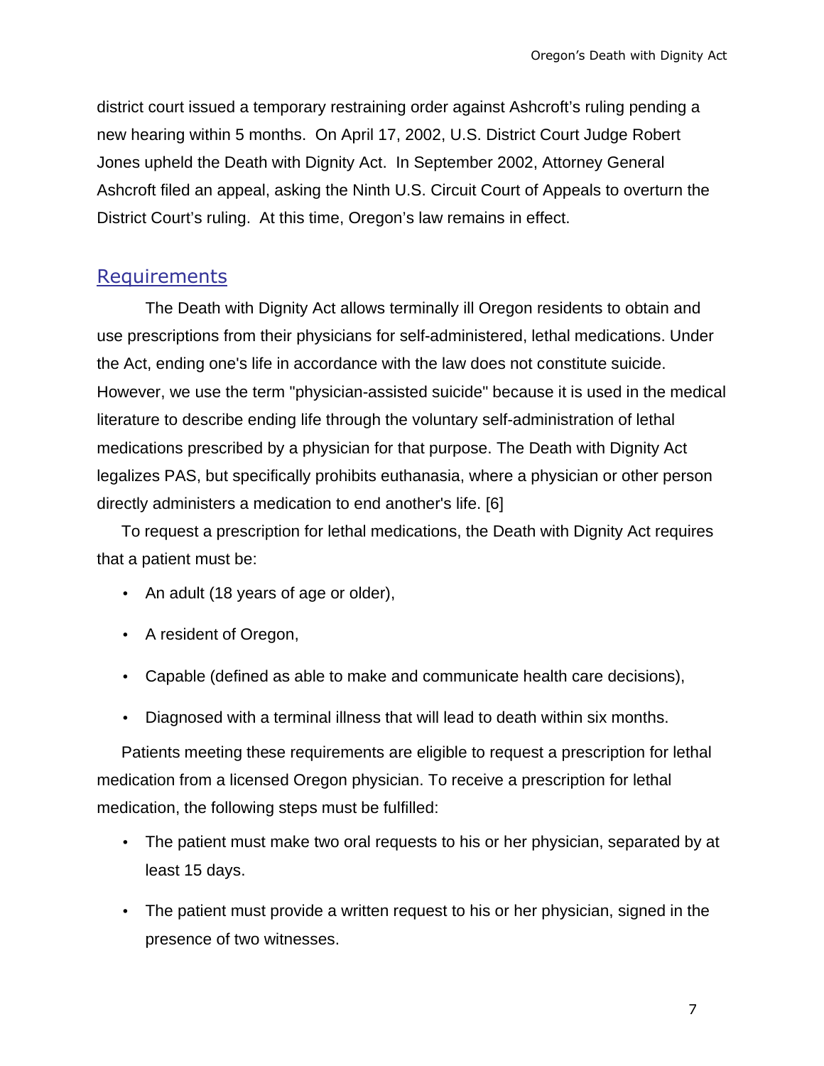district court issued a temporary restraining order against Ashcroft's ruling pending a new hearing within 5 months. On April 17, 2002, U.S. District Court Judge Robert Jones upheld the Death with Dignity Act. In September 2002, Attorney General Ashcroft filed an appeal, asking the Ninth U.S. Circuit Court of Appeals to overturn the District Court's ruling. At this time, Oregon's law remains in effect.

## Requirements

The Death with Dignity Act allows terminally ill Oregon residents to obtain and use prescriptions from their physicians for self-administered, lethal medications. Under the Act, ending one's life in accordance with the law does not constitute suicide. However, we use the term "physician-assisted suicide" because it is used in the medical literature to describe ending life through the voluntary self-administration of lethal medications prescribed by a physician for that purpose. The Death with Dignity Act legalizes PAS, but specifically prohibits euthanasia, where a physician or other person directly administers a medication to end another's life. [6]

To request a prescription for lethal medications, the Death with Dignity Act requires that a patient must be:

- An adult (18 years of age or older),
- A resident of Oregon,
- Capable (defined as able to make and communicate health care decisions),
- Diagnosed with a terminal illness that will lead to death within six months.

Patients meeting these requirements are eligible to request a prescription for lethal medication from a licensed Oregon physician. To receive a prescription for lethal medication, the following steps must be fulfilled:

- The patient must make two oral requests to his or her physician, separated by at least 15 days.
- The patient must provide a written request to his or her physician, signed in the presence of two witnesses.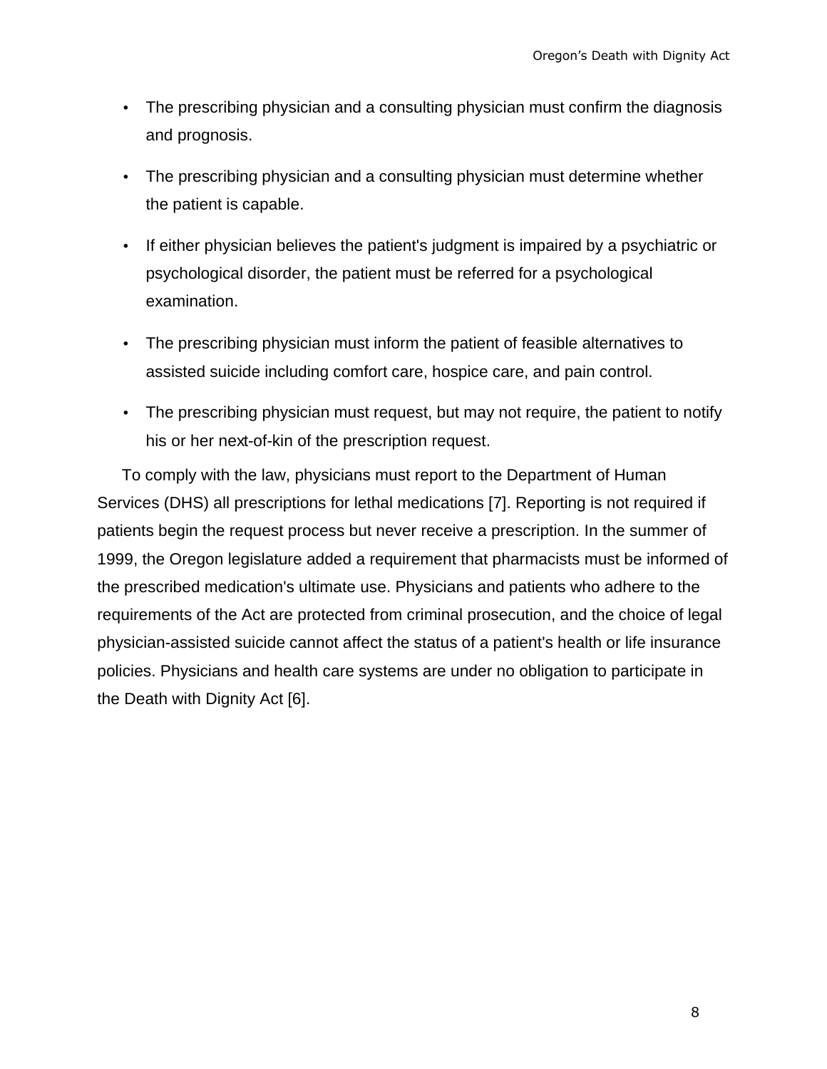- The prescribing physician and a consulting physician must confirm the diagnosis and prognosis.
- The prescribing physician and a consulting physician must determine whether the patient is capable.
- If either physician believes the patient's judgment is impaired by a psychiatric or psychological disorder, the patient must be referred for a psychological examination.
- The prescribing physician must inform the patient of feasible alternatives to assisted suicide including comfort care, hospice care, and pain control.
- The prescribing physician must request, but may not require, the patient to notify his or her next-of-kin of the prescription request.

To comply with the law, physicians must report to the Department of Human Services (DHS) all prescriptions for lethal medications [7]. Reporting is not required if patients begin the request process but never receive a prescription. In the summer of 1999, the Oregon legislature added a requirement that pharmacists must be informed of the prescribed medication's ultimate use. Physicians and patients who adhere to the requirements of the Act are protected from criminal prosecution, and the choice of legal physician-assisted suicide cannot affect the status of a patient's health or life insurance policies. Physicians and health care systems are under no obligation to participate in the Death with Dignity Act [6].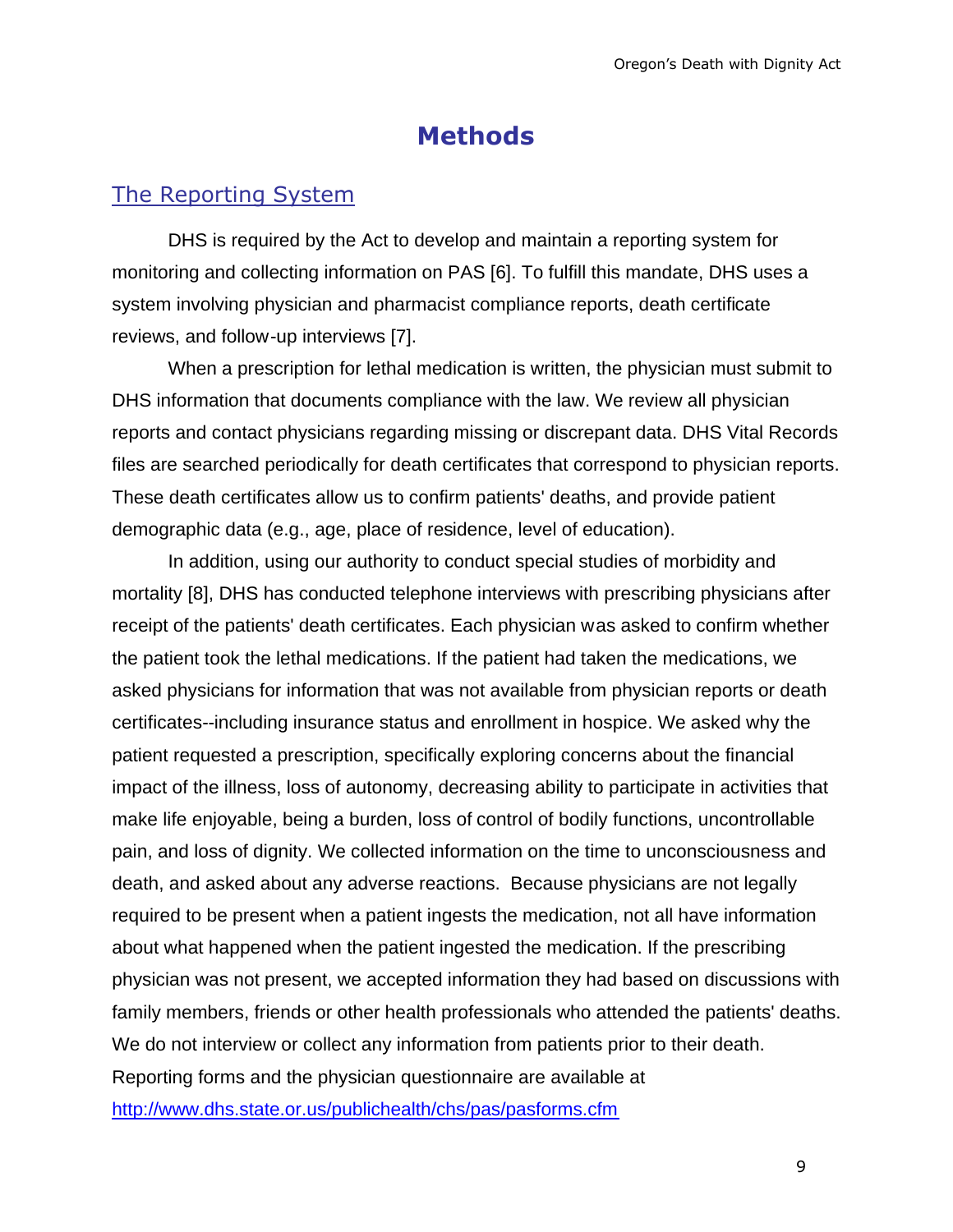# Methods

## The Reporting System

DHS is required by the Act to develop and maintain a reporting system for monitoring and collecting information on PAS [6]. To fulfill this mandate, DHS uses a system involving physician and pharmacist compliance reports, death certificate reviews, and follow-up interviews [7].

When a prescription for lethal medication is written, the physician must submit to DHS information that documents compliance with the law. We review all physician reports and contact physicians regarding missing or discrepant data. DHS Vital Records files are searched periodically for death certificates that correspond to physician reports. These death certificates allow us to confirm patients' deaths, and provide patient demographic data (e.g., age, place of residence, level of education).

In addition, using our authority to conduct special studies of morbidity and mortality [8], DHS has conducted telephone interviews with prescribing physicians after receipt of the patients' death certificates. Each physician was asked to confirm whether the patient took the lethal medications. If the patient had taken the medications, we asked physicians for information that was not available from physician reports or death certificates--including insurance status and enrollment in hospice. We asked why the patient requested a prescription, specifically exploring concerns about the financial impact of the illness, loss of autonomy, decreasing ability to participate in activities that make life enjoyable, being a burden, loss of control of bodily functions, uncontrollable pain, and loss of dignity. We collected information on the time to unconsciousness and death, and asked about any adverse reactions. Because physicians are not legally required to be present when a patient ingests the medication, not all have information about what happened when the patient ingested the medication. If the prescribing physician was not present, we accepted information they had based on discussions with family members, friends or other health professionals who attended the patients' deaths. We do not interview or collect any information from patients prior to their death. Reporting forms and the physician questionnaire are available at [http://www.dhs.state.or.us/publichealth/chs/pas/pasforms.cfm](http://www.dhs.state.or.us/publichealth/chs/pas/pasforms.cfm)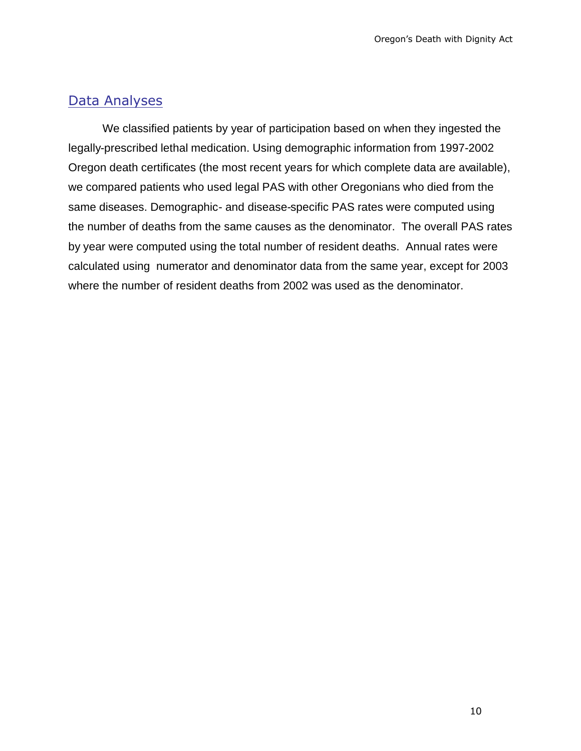## Data Analyses

We classified patients by year of participation based on when they ingested the legally-prescribed lethal medication. Using demographic information from 1997-2002 Oregon death certificates (the most recent years for which complete data are available), we compared patients who used legal PAS with other Oregonians who died from the same diseases. Demographic- and disease-specific PAS rates were computed using the number of deaths from the same causes as the denominator. The overall PAS rates by year were computed using the total number of resident deaths. Annual rates were calculated using numerator and denominator data from the same year, except for 2003 where the number of resident deaths from 2002 was used as the denominator.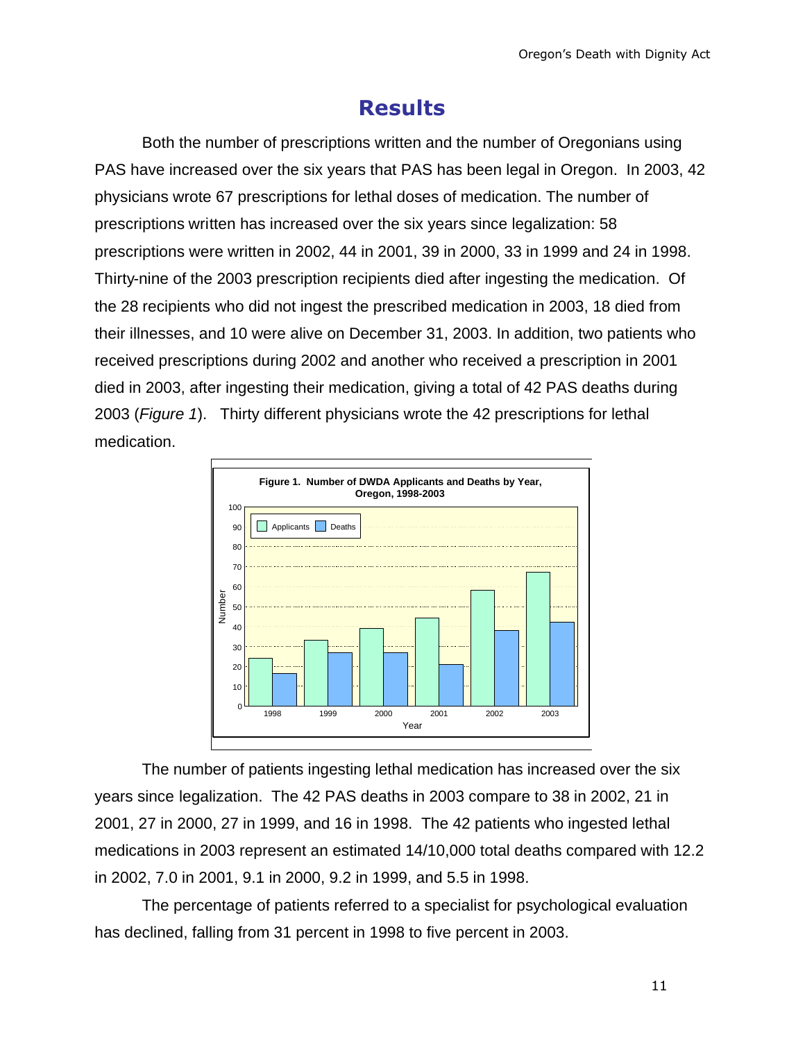# Results

Both the number of prescriptions written and the number of Oregonians using PAS have increased over the six years that PAS has been legal in Oregon. In 2003, 42 physicians wrote 67 prescriptions for lethal doses of medication. The number of prescriptions written has increased over the six years since legalization: 58 prescriptions were written in 2002, 44 in 2001, 39 in 2000, 33 in 1999 and 24 in 1998. Thirty-nine of the 2003 prescription recipients died after ingesting the medication. Of the 28 recipients who did not ingest the prescribed medication in 2003, 18 died from their illnesses, and 10 were alive on December 31, 2003. In addition, two patients who received prescriptions during 2002 and another who received a prescription in 2001 died in 2003, after ingesting their medication, giving a total of 42 PAS deaths during 2003 (*Figure 1*). Thirty different physicians wrote the 42 prescriptions for lethal medication.

**Figure 1. Number of DWDA Applicants and Deaths by Year, Oregon, 1998-2003**

| Year | Applicants | Deaths |
|---|---|---|
| 1998 | 24 | 16 |
| 1999 | 33 | 27 |
| 2000 | 39 | 27 |
| 2001 | 44 | 21 |
| 2002 | 58 | 38 |
| 2003 | 67 | 42 |

The number of patients ingesting lethal medication has increased over the six years since legalization. The 42 PAS deaths in 2003 compare to 38 in 2002, 21 in 2001, 27 in 2000, 27 in 1999, and 16 in 1998. The 42 patients who ingested lethal medications in 2003 represent an estimated 14/10,000 total deaths compared with 12.2 in 2002, 7.0 in 2001, 9.1 in 2000, 9.2 in 1999, and 5.5 in 1998.

The percentage of patients referred to a specialist for psychological evaluation has declined, falling from 31 percent in 1998 to five percent in 2003.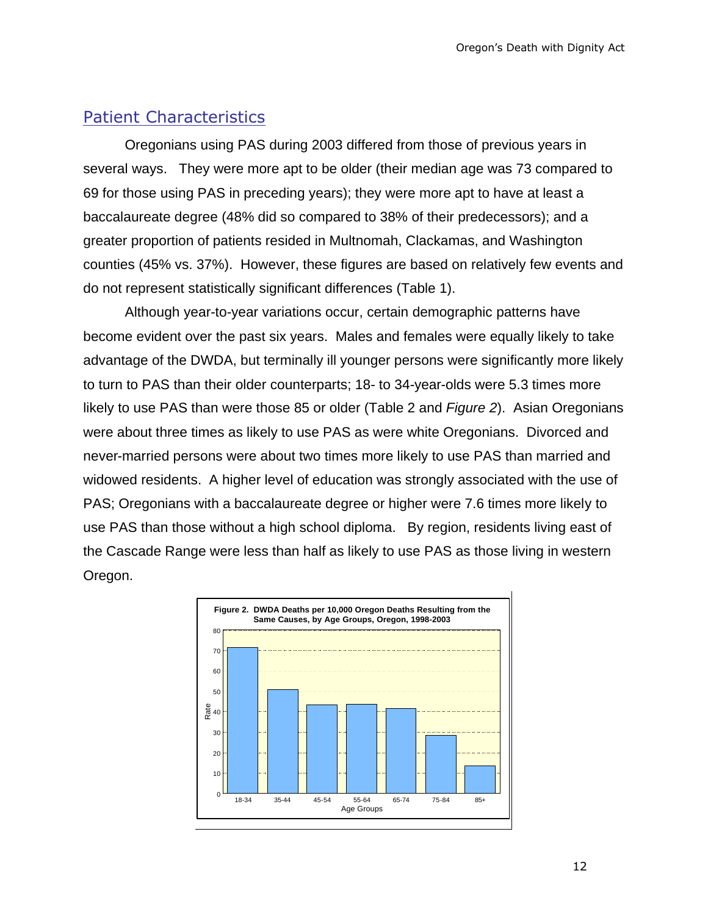## Patient Characteristics

Oregonians using PAS during 2003 differed from those of previous years in several ways. They were more apt to be older (their median age was 73 compared to 69 for those using PAS in preceding years); they were more apt to have at least a baccalaureate degree (48% did so compared to 38% of their predecessors); and a greater proportion of patients resided in Multnomah, Clackamas, and Washington counties (45% vs. 37%). However, these figures are based on relatively few events and do not represent statistically significant differences (Table 1).

Although year-to-year variations occur, certain demographic patterns have become evident over the past six years. Males and females were equally likely to take advantage of the DWDA, but terminally ill younger persons were significantly more likely to turn to PAS than their older counterparts; 18- to 34-year-olds were 5.3 times more likely to use PAS than were those 85 or older (Table 2 and *Figure 2*). Asian Oregonians were about three times as likely to use PAS as were white Oregonians. Divorced and never-married persons were about two times more likely to use PAS than married and widowed residents. A higher level of education was strongly associated with the use of PAS; Oregonians with a baccalaureate degree or higher were 7.6 times more likely to use PAS than those without a high school diploma. By region, residents living east of the Cascade Range were less than half as likely to use PAS as those living in western Oregon.

**Figure 2. DWDA Deaths per 10,000 Oregon Deaths Resulting from the Same Causes, by Age Groups, Oregon, 1998-2003**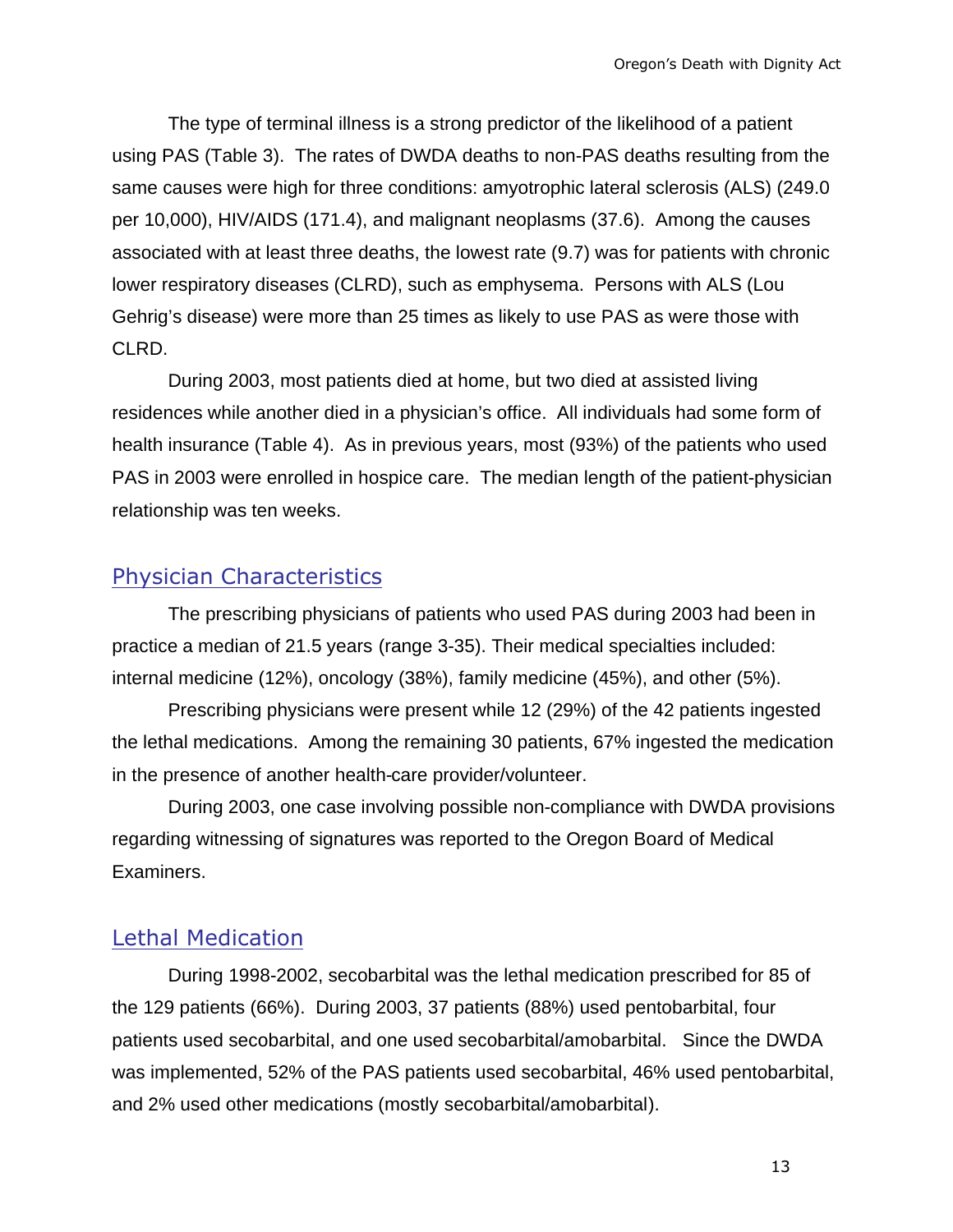The type of terminal illness is a strong predictor of the likelihood of a patient using PAS (Table 3). The rates of DWDA deaths to non-PAS deaths resulting from the same causes were high for three conditions: amyotrophic lateral sclerosis (ALS) (249.0 per 10,000), HIV/AIDS (171.4), and malignant neoplasms (37.6). Among the causes associated with at least three deaths, the lowest rate (9.7) was for patients with chronic lower respiratory diseases (CLRD), such as emphysema. Persons with ALS (Lou Gehrig's disease) were more than 25 times as likely to use PAS as were those with CLRD.

During 2003, most patients died at home, but two died at assisted living residences while another died in a physician's office. All individuals had some form of health insurance (Table 4). As in previous years, most (93%) of the patients who used PAS in 2003 were enrolled in hospice care. The median length of the patient-physician relationship was ten weeks.

## Physician Characteristics

The prescribing physicians of patients who used PAS during 2003 had been in practice a median of 21.5 years (range 3-35). Their medical specialties included: internal medicine (12%), oncology (38%), family medicine (45%), and other (5%).

Prescribing physicians were present while 12 (29%) of the 42 patients ingested the lethal medications. Among the remaining 30 patients, 67% ingested the medication in the presence of another health-care provider/volunteer.

During 2003, one case involving possible non-compliance with DWDA provisions regarding witnessing of signatures was reported to the Oregon Board of Medical Examiners.

## Lethal Medication

During 1998-2002, secobarbital was the lethal medication prescribed for 85 of the 129 patients (66%). During 2003, 37 patients (88%) used pentobarbital, four patients used secobarbital, and one used secobarbital/amobarbital. Since the DWDA was implemented, 52% of the PAS patients used secobarbital, 46% used pentobarbital, and 2% used other medications (mostly secobarbital/amobarbital).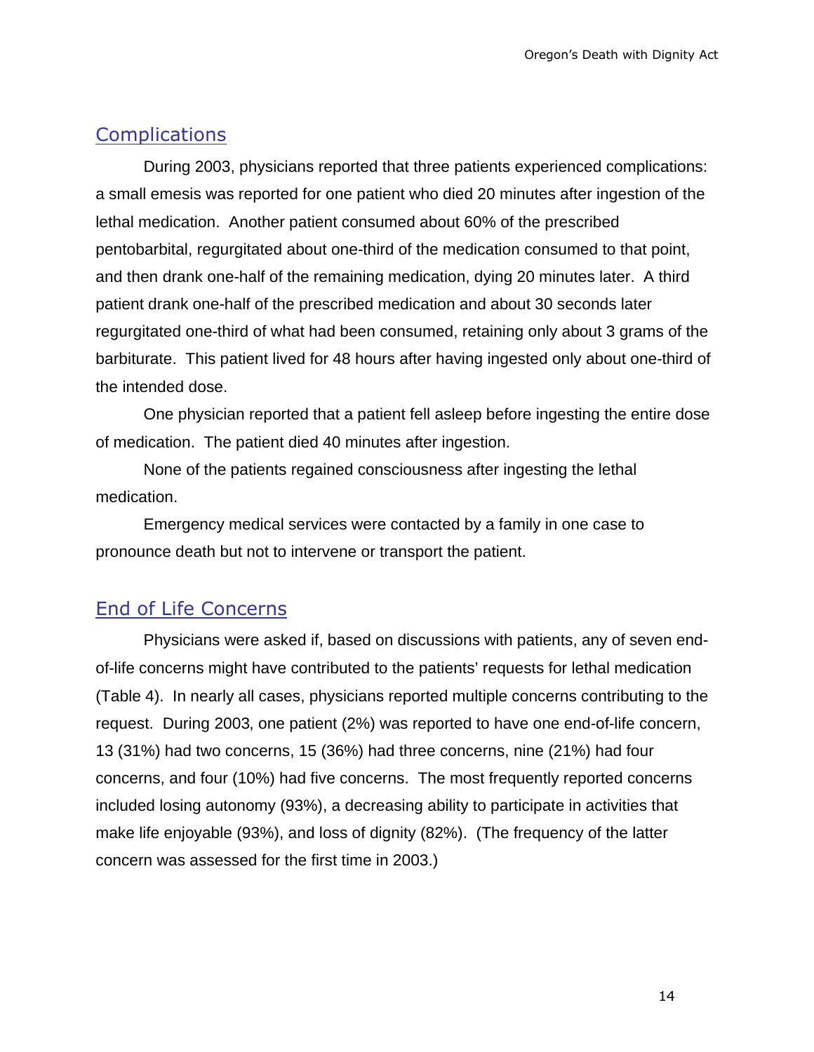## Complications

During 2003, physicians reported that three patients experienced complications: a small emesis was reported for one patient who died 20 minutes after ingestion of the lethal medication. Another patient consumed about 60% of the prescribed pentobarbital, regurgitated about one-third of the medication consumed to that point, and then drank one-half of the remaining medication, dying 20 minutes later. A third patient drank one-half of the prescribed medication and about 30 seconds later regurgitated one-third of what had been consumed, retaining only about 3 grams of the barbiturate. This patient lived for 48 hours after having ingested only about one-third of the intended dose.

One physician reported that a patient fell asleep before ingesting the entire dose of medication. The patient died 40 minutes after ingestion.

None of the patients regained consciousness after ingesting the lethal medication.

Emergency medical services were contacted by a family in one case to pronounce death but not to intervene or transport the patient.

## End of Life Concerns

Physicians were asked if, based on discussions with patients, any of seven end-of-life concerns might have contributed to the patients' requests for lethal medication (Table 4). In nearly all cases, physicians reported multiple concerns contributing to the request. During 2003, one patient (2%) was reported to have one end-of-life concern, 13 (31%) had two concerns, 15 (36%) had three concerns, nine (21%) had four concerns, and four (10%) had five concerns. The most frequently reported concerns included losing autonomy (93%), a decreasing ability to participate in activities that make life enjoyable (93%), and loss of dignity (82%). (The frequency of the latter concern was assessed for the first time in 2003.)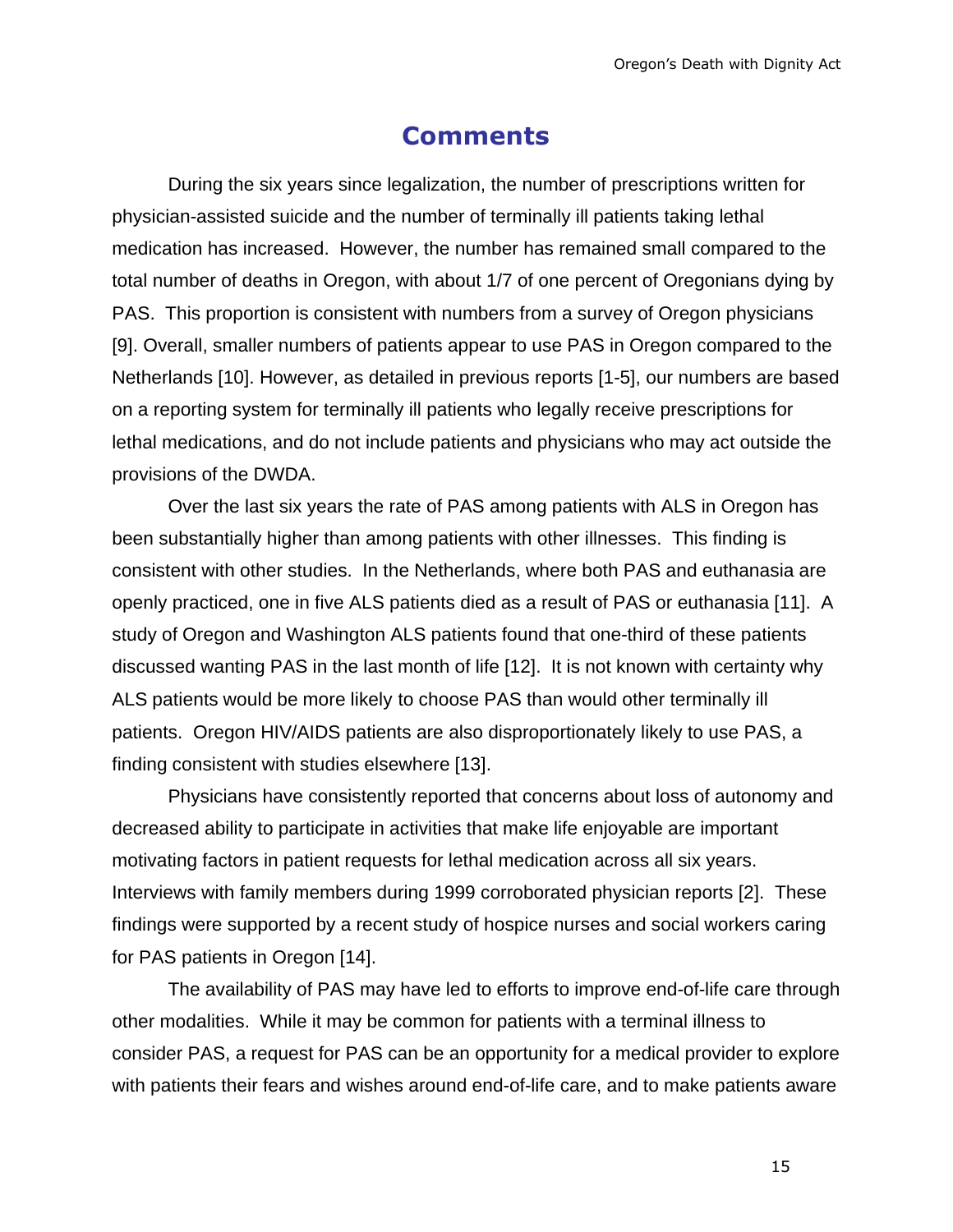# Comments

During the six years since legalization, the number of prescriptions written for physician-assisted suicide and the number of terminally ill patients taking lethal medication has increased. However, the number has remained small compared to the total number of deaths in Oregon, with about 1/7 of one percent of Oregonians dying by PAS. This proportion is consistent with numbers from a survey of Oregon physicians [9]. Overall, smaller numbers of patients appear to use PAS in Oregon compared to the Netherlands [10]. However, as detailed in previous reports [1-5], our numbers are based on a reporting system for terminally ill patients who legally receive prescriptions for lethal medications, and do not include patients and physicians who may act outside the provisions of the DWDA.

Over the last six years the rate of PAS among patients with ALS in Oregon has been substantially higher than among patients with other illnesses. This finding is consistent with other studies. In the Netherlands, where both PAS and euthanasia are openly practiced, one in five ALS patients died as a result of PAS or euthanasia [11]. A study of Oregon and Washington ALS patients found that one-third of these patients discussed wanting PAS in the last month of life [12]. It is not known with certainty why ALS patients would be more likely to choose PAS than would other terminally ill patients. Oregon HIV/AIDS patients are also disproportionately likely to use PAS, a finding consistent with studies elsewhere [13].

Physicians have consistently reported that concerns about loss of autonomy and decreased ability to participate in activities that make life enjoyable are important motivating factors in patient requests for lethal medication across all six years. Interviews with family members during 1999 corroborated physician reports [2]. These findings were supported by a recent study of hospice nurses and social workers caring for PAS patients in Oregon [14].

The availability of PAS may have led to efforts to improve end-of-life care through other modalities. While it may be common for patients with a terminal illness to consider PAS, a request for PAS can be an opportunity for a medical provider to explore with patients their fears and wishes around end-of-life care, and to make patients aware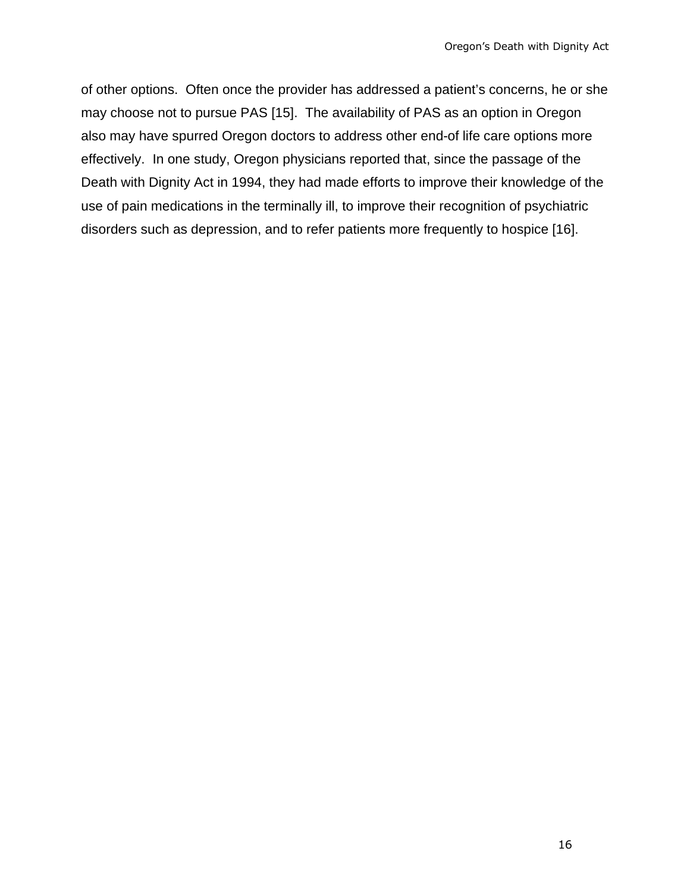of other options. Often once the provider has addressed a patient's concerns, he or she may choose not to pursue PAS [15]. The availability of PAS as an option in Oregon also may have spurred Oregon doctors to address other end-of life care options more effectively. In one study, Oregon physicians reported that, since the passage of the Death with Dignity Act in 1994, they had made efforts to improve their knowledge of the use of pain medications in the terminally ill, to improve their recognition of psychiatric disorders such as depression, and to refer patients more frequently to hospice [16].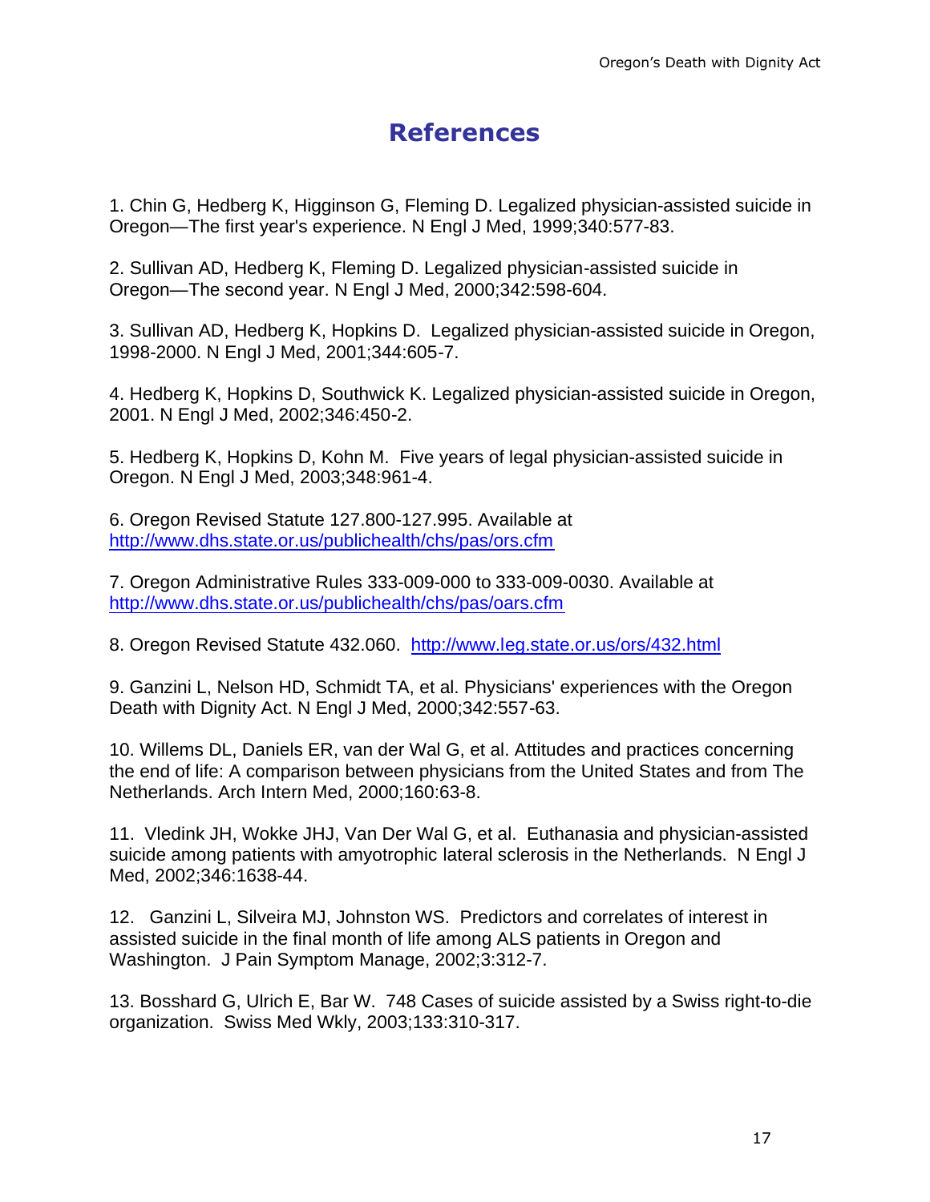# References

1. Chin G, Hedberg K, Higginson G, Fleming D. Legalized physician-assisted suicide in Oregon—The first year's experience. N Engl J Med, 1999;340:577-83.

2. Sullivan AD, Hedberg K, Fleming D. Legalized physician-assisted suicide in Oregon—The second year. N Engl J Med, 2000;342:598-604.

3. Sullivan AD, Hedberg K, Hopkins D. Legalized physician-assisted suicide in Oregon, 1998-2000. N Engl J Med, 2001;344:605-7.

4. Hedberg K, Hopkins D, Southwick K. Legalized physician-assisted suicide in Oregon, 2001. N Engl J Med, 2002;346:450-2.

5. Hedberg K, Hopkins D, Kohn M. Five years of legal physician-assisted suicide in Oregon. N Engl J Med, 2003;348:961-4.

6. Oregon Revised Statute 127.800-127.995. Available at http://www.dhs.state.or.us/publichealth/chs/pas/ors.cfm

7. Oregon Administrative Rules 333-009-000 to 333-009-0030. Available at http://www.dhs.state.or.us/publichealth/chs/pas/oars.cfm

8. Oregon Revised Statute 432.060. http://www.leg.state.or.us/ors/432.html

9. Ganzini L, Nelson HD, Schmidt TA, et al. Physicians' experiences with the Oregon Death with Dignity Act. N Engl J Med, 2000;342:557-63.

10. Willems DL, Daniels ER, van der Wal G, et al. Attitudes and practices concerning the end of life: A comparison between physicians from the United States and from The Netherlands. Arch Intern Med, 2000;160:63-8.

11. Vledink JH, Wokke JHJ, Van Der Wal G, et al. Euthanasia and physician-assisted suicide among patients with amyotrophic lateral sclerosis in the Netherlands. N Engl J Med, 2002;346:1638-44.

12. Ganzini L, Silveira MJ, Johnston WS. Predictors and correlates of interest in assisted suicide in the final month of life among ALS patients in Oregon and Washington. J Pain Symptom Manage, 2002;3:312-7.

13. Bosshard G, Ulrich E, Bar W. 748 Cases of suicide assisted by a Swiss right-to-die organization. Swiss Med Wkly, 2003;133:310-317.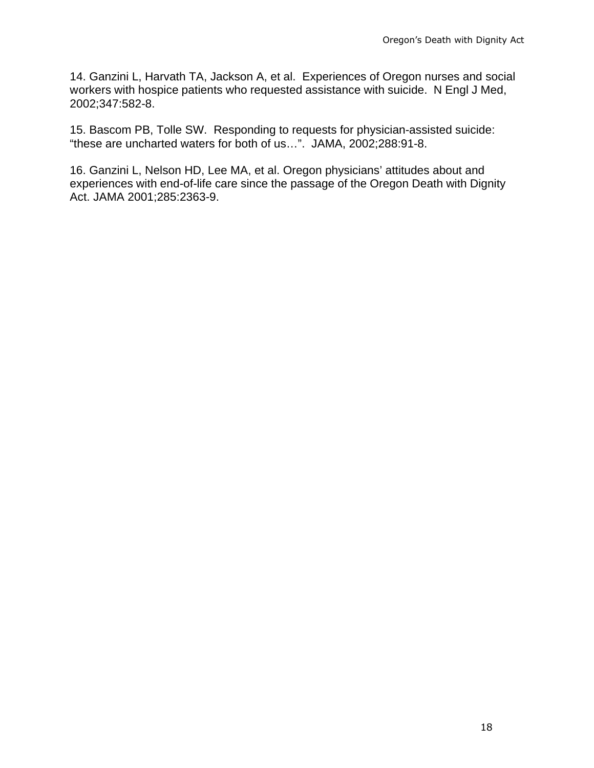14. Ganzini L, Harvath TA, Jackson A, et al. Experiences of Oregon nurses and social workers with hospice patients who requested assistance with suicide. N Engl J Med, 2002;347:582-8.

15. Bascom PB, Tolle SW. Responding to requests for physician-assisted suicide: "these are uncharted waters for both of us…". JAMA, 2002;288:91-8.

16. Ganzini L, Nelson HD, Lee MA, et al. Oregon physicians' attitudes about and experiences with end-of-life care since the passage of the Oregon Death with Dignity Act. JAMA 2001;285:2363-9.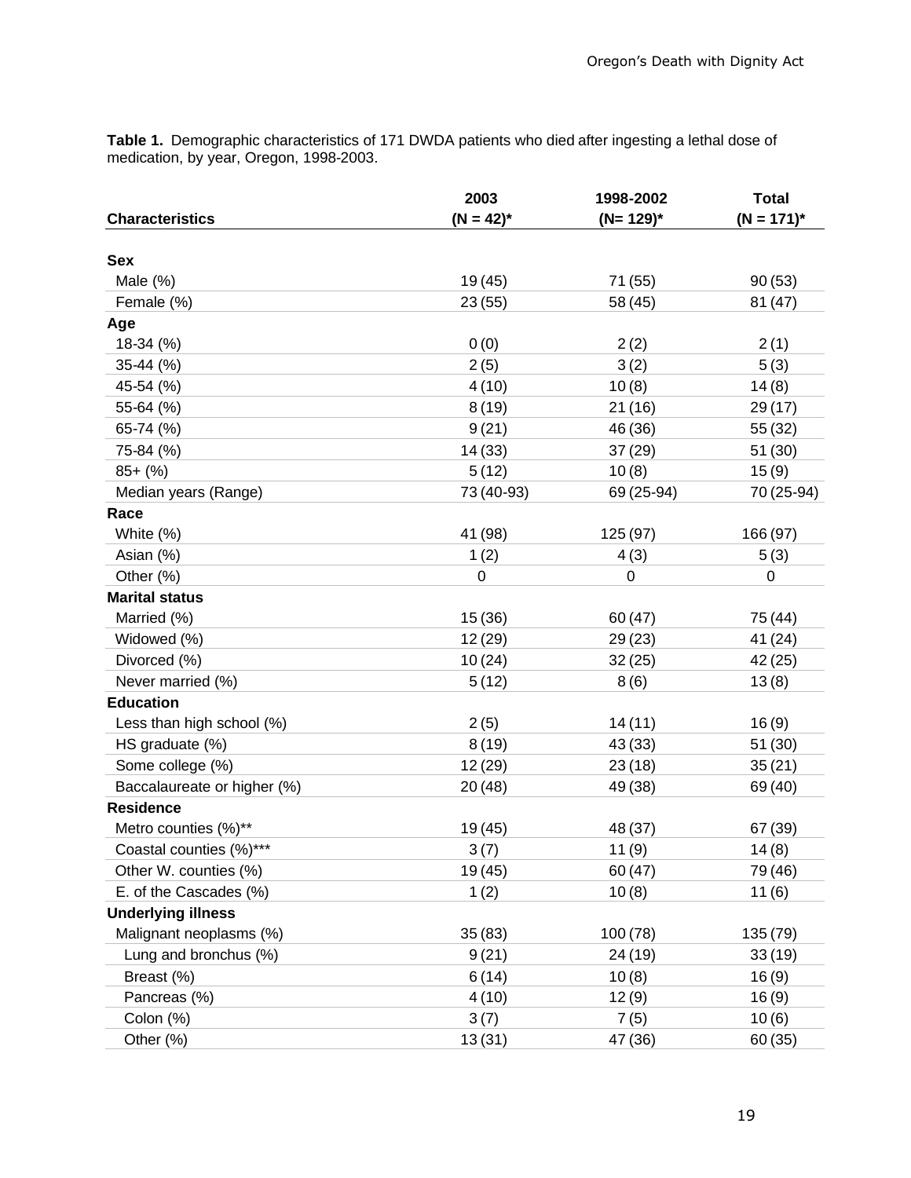**Table 1.** Demographic characteristics of 171 DWDA patients who died after ingesting a lethal dose of medication, by year, Oregon, 1998-2003.

| Characteristics | 2003 (N = 42)* | 1998-2002 (N= 129)* | Total (N = 171)* |
|---|---|---|---|
| **Sex** | | | |
| Male (%) | 19 (45) | 71 (55) | 90 (53) |
| Female (%) | 23 (55) | 58 (45) | 81 (47) |
| **Age** | | | |
| 18-34 (%) | 0 (0) | 2 (2) | 2 (1) |
| 35-44 (%) | 2 (5) | 3 (2) | 5 (3) |
| 45-54 (%) | 4 (10) | 10 (8) | 14 (8) |
| 55-64 (%) | 8 (19) | 21 (16) | 29 (17) |
| 65-74 (%) | 9 (21) | 46 (36) | 55 (32) |
| 75-84 (%) | 14 (33) | 37 (29) | 51 (30) |
| 85+ (%) | 5 (12) | 10 (8) | 15 (9) |
| Median years (Range) | 73 (40-93) | 69 (25-94) | 70 (25-94) |
| **Race** | | | |
| White (%) | 41 (98) | 125 (97) | 166 (97) |
| Asian (%) | 1 (2) | 4 (3) | 5 (3) |
| Other (%) | 0 | 0 | 0 |
| **Marital status** | | | |
| Married (%) | 15 (36) | 60 (47) | 75 (44) |
| Widowed (%) | 12 (29) | 29 (23) | 41 (24) |
| Divorced (%) | 10 (24) | 32 (25) | 42 (25) |
| Never married (%) | 5 (12) | 8 (6) | 13 (8) |
| **Education** | | | |
| Less than high school (%) | 2 (5) | 14 (11) | 16 (9) |
| HS graduate (%) | 8 (19) | 43 (33) | 51 (30) |
| Some college (%) | 12 (29) | 23 (18) | 35 (21) |
| Baccalaureate or higher (%) | 20 (48) | 49 (38) | 69 (40) |
| **Residence** | | | |
| Metro counties (%)** | 19 (45) | 48 (37) | 67 (39) |
| Coastal counties (%)*** | 3 (7) | 11 (9) | 14 (8) |
| Other W. counties (%) | 19 (45) | 60 (47) | 79 (46) |
| E. of the Cascades (%) | 1 (2) | 10 (8) | 11 (6) |
| **Underlying illness** | | | |
| Malignant neoplasms (%) | 35 (83) | 100 (78) | 135 (79) |
| Lung and bronchus (%) | 9 (21) | 24 (19) | 33 (19) |
| Breast (%) | 6 (14) | 10 (8) | 16 (9) |
| Pancreas (%) | 4 (10) | 12 (9) | 16 (9) |
| Colon (%) | 3 (7) | 7 (5) | 10 (6) |
| Other (%) | 13 (31) | 47 (36) | 60 (35) |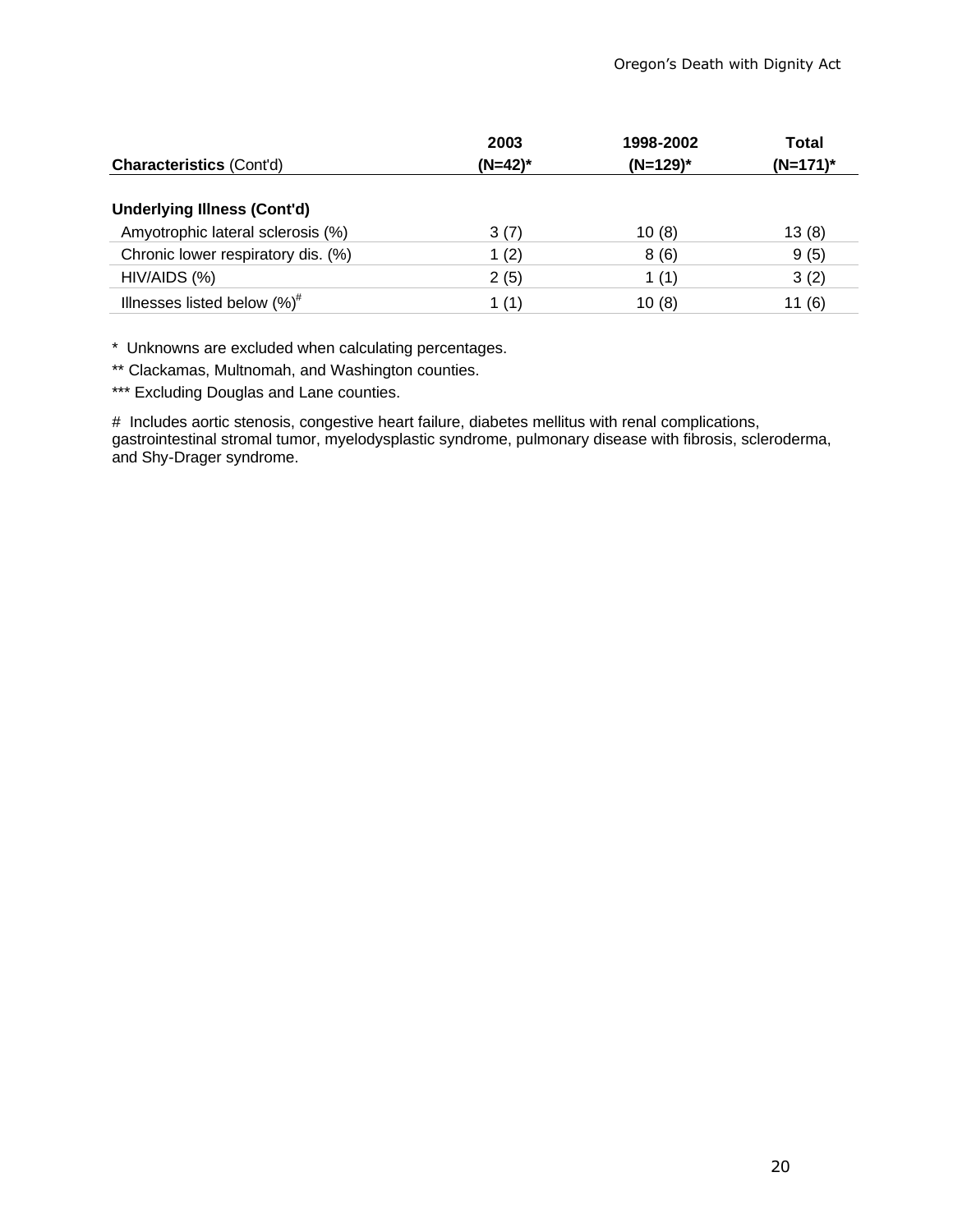| **Characteristics** (Cont'd) | **2003 (N=42)*** | **1998-2002 (N=129)*** | **Total (N=171)*** |
|---|---|---|---|
| **Underlying Illness (Cont'd)** | | | |
| Amyotrophic lateral sclerosis (%) | 3 (7) | 10 (8) | 13 (8) |
| Chronic lower respiratory dis. (%) | 1 (2) | 8 (6) | 9 (5) |
| HIV/AIDS (%) | 2 (5) | 1 (1) | 3 (2) |
| Illnesses listed below (%)[#] | 1 (1) | 10 (8) | 11 (6) |

\* Unknowns are excluded when calculating percentages.

** Clackamas, Multnomah, and Washington counties.

*** Excluding Douglas and Lane counties.

\# Includes aortic stenosis, congestive heart failure, diabetes mellitus with renal complications, gastrointestinal stromal tumor, myelodysplastic syndrome, pulmonary disease with fibrosis, scleroderma, and Shy-Drager syndrome.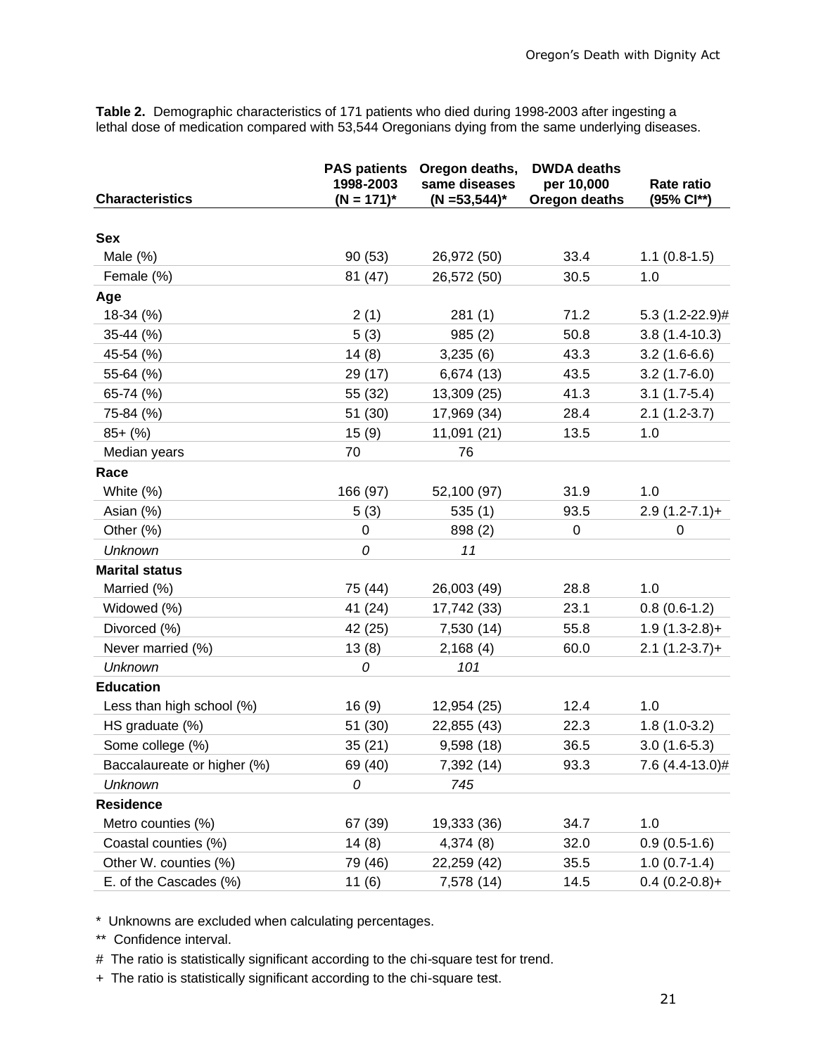**Table 2.** Demographic characteristics of 171 patients who died during 1998-2003 after ingesting a lethal dose of medication compared with 53,544 Oregonians dying from the same underlying diseases.

| Characteristics | PAS patients 1998-2003 (N = 171)* | Oregon deaths, same diseases (N =53,544)* | DWDA deaths per 10,000 Oregon deaths | Rate ratio (95% CI**) |
|---|---|---|---|---|
| **Sex** | | | | |
| Male (%) | 90 (53) | 26,972 (50) | 33.4 | 1.1 (0.8-1.5) |
| Female (%) | 81 (47) | 26,572 (50) | 30.5 | 1.0 |
| **Age** | | | | |
| 18-34 (%) | 2 (1) | 281 (1) | 71.2 | 5.3 (1.2-22.9)# |
| 35-44 (%) | 5 (3) | 985 (2) | 50.8 | 3.8 (1.4-10.3) |
| 45-54 (%) | 14 (8) | 3,235 (6) | 43.3 | 3.2 (1.6-6.6) |
| 55-64 (%) | 29 (17) | 6,674 (13) | 43.5 | 3.2 (1.7-6.0) |
| 65-74 (%) | 55 (32) | 13,309 (25) | 41.3 | 3.1 (1.7-5.4) |
| 75-84 (%) | 51 (30) | 17,969 (34) | 28.4 | 2.1 (1.2-3.7) |
| 85+ (%) | 15 (9) | 11,091 (21) | 13.5 | 1.0 |
| Median years | 70 | 76 | | |
| **Race** | | | | |
| White (%) | 166 (97) | 52,100 (97) | 31.9 | 1.0 |
| Asian (%) | 5 (3) | 535 (1) | 93.5 | 2.9 (1.2-7.1)+ |
| Other (%) | 0 | 898 (2) | 0 | 0 |
| *Unknown* | *0* | *11* | | |
| **Marital status** | | | | |
| Married (%) | 75 (44) | 26,003 (49) | 28.8 | 1.0 |
| Widowed (%) | 41 (24) | 17,742 (33) | 23.1 | 0.8 (0.6-1.2) |
| Divorced (%) | 42 (25) | 7,530 (14) | 55.8 | 1.9 (1.3-2.8)+ |
| Never married (%) | 13 (8) | 2,168 (4) | 60.0 | 2.1 (1.2-3.7)+ |
| *Unknown* | *0* | *101* | | |
| **Education** | | | | |
| Less than high school (%) | 16 (9) | 12,954 (25) | 12.4 | 1.0 |
| HS graduate (%) | 51 (30) | 22,855 (43) | 22.3 | 1.8 (1.0-3.2) |
| Some college (%) | 35 (21) | 9,598 (18) | 36.5 | 3.0 (1.6-5.3) |
| Baccalaureate or higher (%) | 69 (40) | 7,392 (14) | 93.3 | 7.6 (4.4-13.0)# |
| *Unknown* | *0* | *745* | | |
| **Residence** | | | | |
| Metro counties (%) | 67 (39) | 19,333 (36) | 34.7 | 1.0 |
| Coastal counties (%) | 14 (8) | 4,374 (8) | 32.0 | 0.9 (0.5-1.6) |
| Other W. counties (%) | 79 (46) | 22,259 (42) | 35.5 | 1.0 (0.7-1.4) |
| E. of the Cascades (%) | 11 (6) | 7,578 (14) | 14.5 | 0.4 (0.2-0.8)+ |

\* Unknowns are excluded when calculating percentages.

** Confidence interval.

\# The ratio is statistically significant according to the chi-square test for trend.

\+ The ratio is statistically significant according to the chi-square test.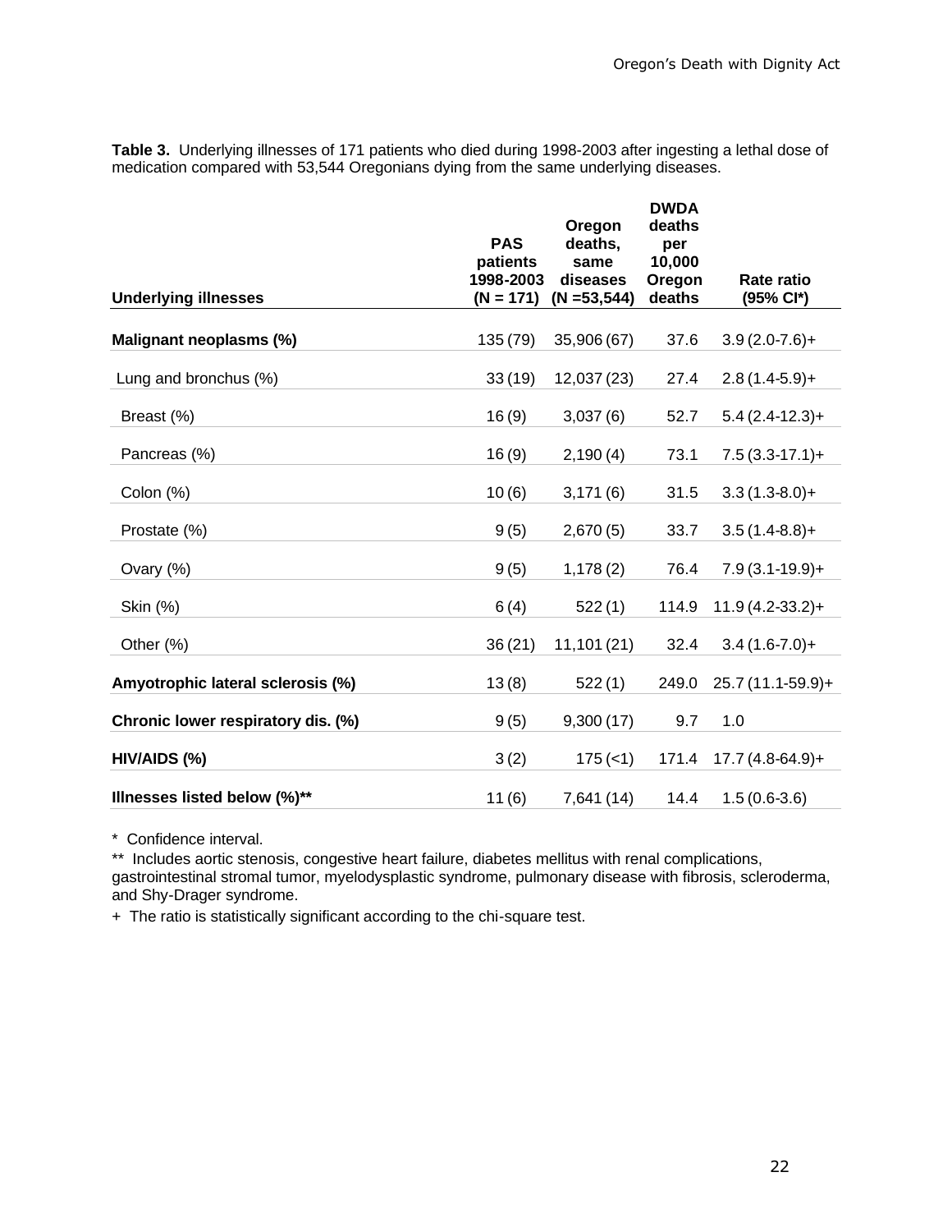**Table 3.** Underlying illnesses of 171 patients who died during 1998-2003 after ingesting a lethal dose of medication compared with 53,544 Oregonians dying from the same underlying diseases.

| Underlying illnesses | PAS patients 1998-2003 (N = 171) | Oregon deaths, same diseases (N =53,544) | DWDA deaths per 10,000 Oregon deaths | Rate ratio (95% CI*) |
|---|---|---|---|---|
| **Malignant neoplasms (%)** | 135 (79) | 35,906 (67) | 37.6 | 3.9 (2.0-7.6)+ |
| Lung and bronchus (%) | 33 (19) | 12,037 (23) | 27.4 | 2.8 (1.4-5.9)+ |
| Breast (%) | 16 (9) | 3,037 (6) | 52.7 | 5.4 (2.4-12.3)+ |
| Pancreas (%) | 16 (9) | 2,190 (4) | 73.1 | 7.5 (3.3-17.1)+ |
| Colon (%) | 10 (6) | 3,171 (6) | 31.5 | 3.3 (1.3-8.0)+ |
| Prostate (%) | 9 (5) | 2,670 (5) | 33.7 | 3.5 (1.4-8.8)+ |
| Ovary (%) | 9 (5) | 1,178 (2) | 76.4 | 7.9 (3.1-19.9)+ |
| Skin (%) | 6 (4) | 522 (1) | 114.9 | 11.9 (4.2-33.2)+ |
| Other (%) | 36 (21) | 11,101 (21) | 32.4 | 3.4 (1.6-7.0)+ |
| **Amyotrophic lateral sclerosis (%)** | 13 (8) | 522 (1) | 249.0 | 25.7 (11.1-59.9)+ |
| **Chronic lower respiratory dis. (%)** | 9 (5) | 9,300 (17) | 9.7 | 1.0 |
| **HIV/AIDS (%)** | 3 (2) | 175 (<1) | 171.4 | 17.7 (4.8-64.9)+ |
| **Illnesses listed below (%)**\*\* | 11 (6) | 7,641 (14) | 14.4 | 1.5 (0.6-3.6) |

\* Confidence interval.

\*\* Includes aortic stenosis, congestive heart failure, diabetes mellitus with renal complications, gastrointestinal stromal tumor, myelodysplastic syndrome, pulmonary disease with fibrosis, scleroderma, and Shy-Drager syndrome.

\+ The ratio is statistically significant according to the chi-square test.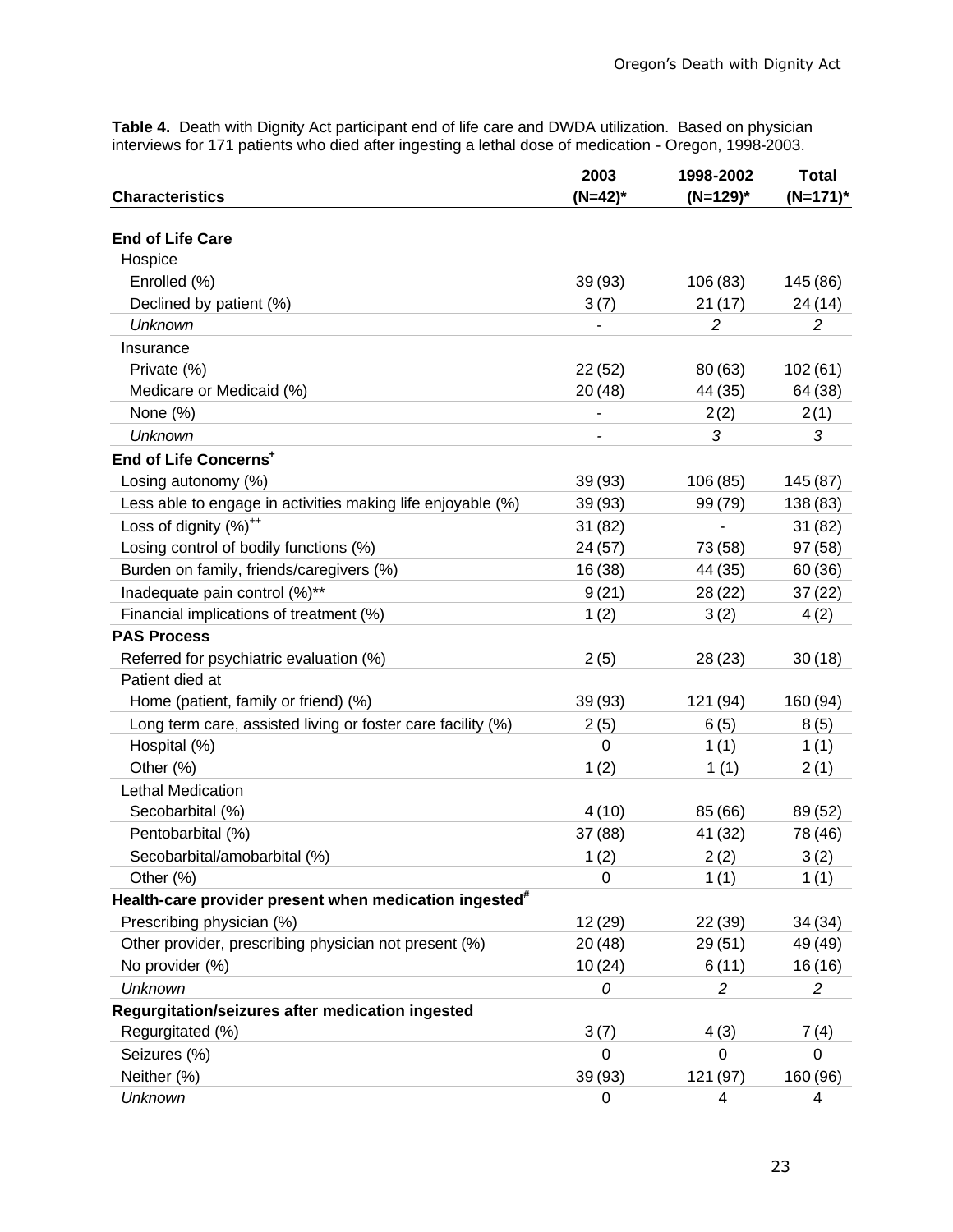**Table 4.** Death with Dignity Act participant end of life care and DWDA utilization. Based on physician interviews for 171 patients who died after ingesting a lethal dose of medication - Oregon, 1998-2003.

| Characteristics | 2003 (N=42)* | 1998-2002 (N=129)* | Total (N=171)* |
|---|---|---|---|
| **End of Life Care** | | | |
| Hospice | | | |
| Enrolled (%) | 39 (93) | 106 (83) | 145 (86) |
| Declined by patient (%) | 3 (7) | 21 (17) | 24 (14) |
| *Unknown* | - | *2* | *2* |
| Insurance | | | |
| Private (%) | 22 (52) | 80 (63) | 102 (61) |
| Medicare or Medicaid (%) | 20 (48) | 44 (35) | 64 (38) |
| None (%) | - | 2 (2) | 2 (1) |
| *Unknown* | - | *3* | *3* |
| **End of Life Concerns**[+] | | | |
| Losing autonomy (%) | 39 (93) | 106 (85) | 145 (87) |
| Less able to engage in activities making life enjoyable (%) | 39 (93) | 99 (79) | 138 (83) |
| Loss of dignity (%)[++] | 31 (82) | - | 31 (82) |
| Losing control of bodily functions (%) | 24 (57) | 73 (58) | 97 (58) |
| Burden on family, friends/caregivers (%) | 16 (38) | 44 (35) | 60 (36) |
| Inadequate pain control (%)** | 9 (21) | 28 (22) | 37 (22) |
| Financial implications of treatment (%) | 1 (2) | 3 (2) | 4 (2) |
| **PAS Process** | | | |
| Referred for psychiatric evaluation (%) | 2 (5) | 28 (23) | 30 (18) |
| Patient died at | | | |
| Home (patient, family or friend) (%) | 39 (93) | 121 (94) | 160 (94) |
| Long term care, assisted living or foster care facility (%) | 2 (5) | 6 (5) | 8 (5) |
| Hospital (%) | 0 | 1 (1) | 1 (1) |
| Other (%) | 1 (2) | 1 (1) | 2 (1) |
| Lethal Medication | | | |
| Secobarbital (%) | 4 (10) | 85 (66) | 89 (52) |
| Pentobarbital (%) | 37 (88) | 41 (32) | 78 (46) |
| Secobarbital/amobarbital (%) | 1 (2) | 2 (2) | 3 (2) |
| Other (%) | 0 | 1 (1) | 1 (1) |
| **Health-care provider present when medication ingested**[#] | | | |
| Prescribing physician (%) | 12 (29) | 22 (39) | 34 (34) |
| Other provider, prescribing physician not present (%) | 20 (48) | 29 (51) | 49 (49) |
| No provider (%) | 10 (24) | 6 (11) | 16 (16) |
| *Unknown* | *0* | *2* | *2* |
| **Regurgitation/seizures after medication ingested** | | | |
| Regurgitated (%) | 3 (7) | 4 (3) | 7 (4) |
| Seizures (%) | 0 | 0 | 0 |
| Neither (%) | 39 (93) | 121 (97) | 160 (96) |
| *Unknown* | 0 | 4 | 4 |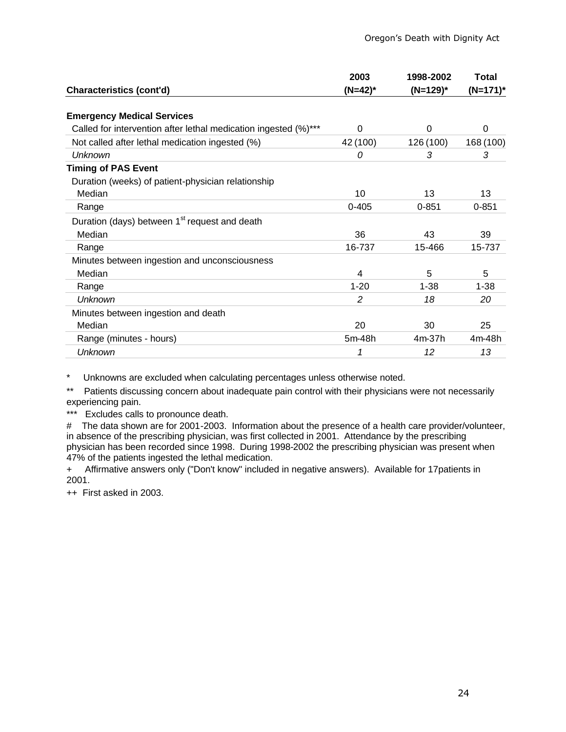| Characteristics (cont'd) | 2003 (N=42)* | 1998-2002 (N=129)* | Total (N=171)* |
|---|---|---|---|
| **Emergency Medical Services** | | | |
| Called for intervention after lethal medication ingested (%)*** | 0 | 0 | 0 |
| Not called after lethal medication ingested (%) | 42 (100) | 126 (100) | 168 (100) |
| *Unknown* | *0* | *3* | *3* |
| **Timing of PAS Event** | | | |
| Duration (weeks) of patient-physician relationship | | | |
| Median | 10 | 13 | 13 |
| Range | 0-405 | 0-851 | 0-851 |
| Duration (days) between 1st request and death | | | |
| Median | 36 | 43 | 39 |
| Range | 16-737 | 15-466 | 15-737 |
| Minutes between ingestion and unconsciousness | | | |
| Median | 4 | 5 | 5 |
| Range | 1-20 | 1-38 | 1-38 |
| *Unknown* | *2* | *18* | *20* |
| Minutes between ingestion and death | | | |
| Median | 20 | 30 | 25 |
| Range (minutes - hours) | 5m-48h | 4m-37h | 4m-48h |
| *Unknown* | *1* | *12* | *13* |

\* Unknowns are excluded when calculating percentages unless otherwise noted.

\** Patients discussing concern about inadequate pain control with their physicians were not necessarily experiencing pain.

\*** Excludes calls to pronounce death.

\# The data shown are for 2001-2003. Information about the presence of a health care provider/volunteer, in absence of the prescribing physician, was first collected in 2001. Attendance by the prescribing physician has been recorded since 1998. During 1998-2002 the prescribing physician was present when 47% of the patients ingested the lethal medication.

\+ Affirmative answers only ("Don't know" included in negative answers). Available for 17patients in 2001.

\++ First asked in 2003.